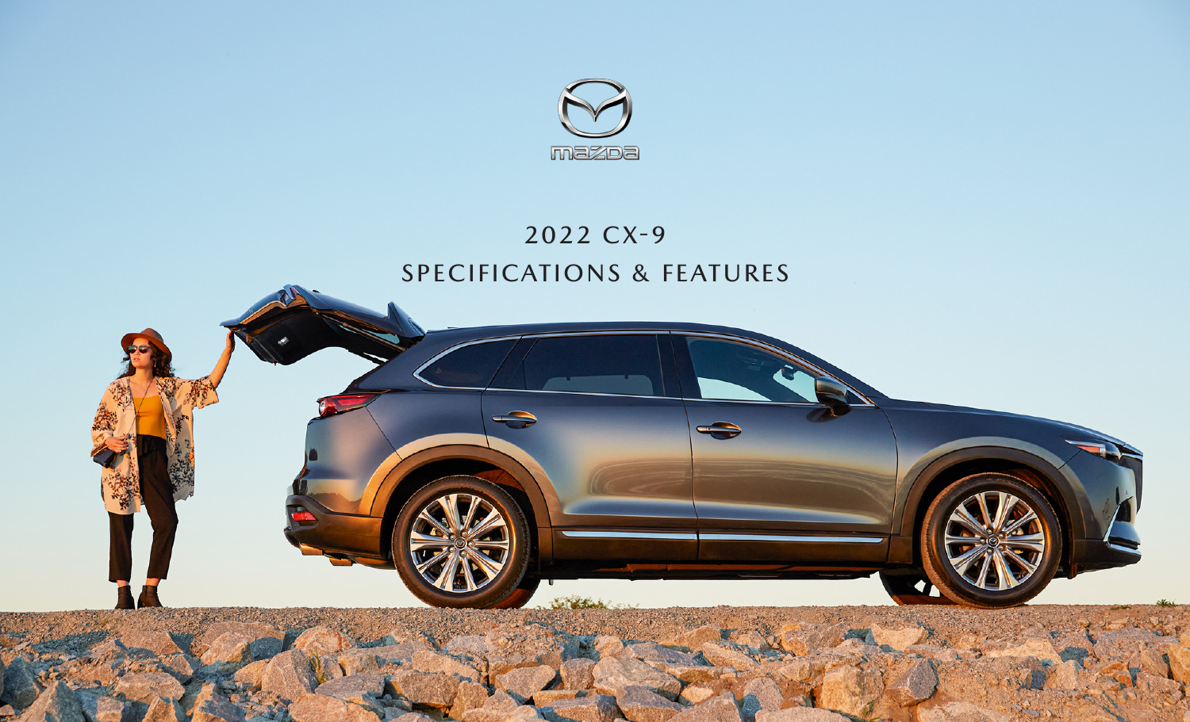mazda

# 2022 CX-9
## SPECIFICATIONS & FEATURES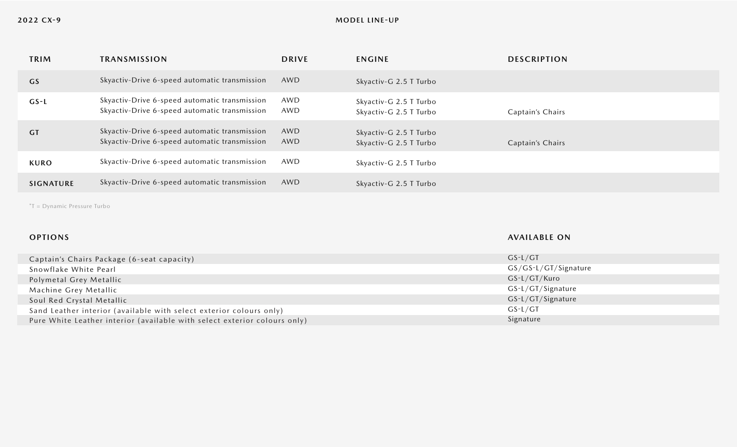# 2022 CX-9

## MODEL LINE-UP

| TRIM | TRANSMISSION | DRIVE | ENGINE | DESCRIPTION |
|---|---|---|---|---|
| GS | Skyactiv-Drive 6-speed automatic transmission | AWD | Skyactiv-G 2.5 T Turbo | |
| GS-L | Skyactiv-Drive 6-speed automatic transmission | AWD | Skyactiv-G 2.5 T Turbo | |
| | Skyactiv-Drive 6-speed automatic transmission | AWD | Skyactiv-G 2.5 T Turbo | Captain's Chairs |
| GT | Skyactiv-Drive 6-speed automatic transmission | AWD | Skyactiv-G 2.5 T Turbo | |
| | Skyactiv-Drive 6-speed automatic transmission | AWD | Skyactiv-G 2.5 T Turbo | Captain's Chairs |
| KURO | Skyactiv-Drive 6-speed automatic transmission | AWD | Skyactiv-G 2.5 T Turbo | |
| SIGNATURE | Skyactiv-Drive 6-speed automatic transmission | AWD | Skyactiv-G 2.5 T Turbo | |

*T = Dynamic Pressure Turbo

| OPTIONS | AVAILABLE ON |
|---|---|
| Captain's Chairs Package (6-seat capacity) | GS-L/GT |
| Snowflake White Pearl | GS/GS-L/GT/Signature |
| Polymetal Grey Metallic | GS-L/GT/Kuro |
| Machine Grey Metallic | GS-L/GT/Signature |
| Soul Red Crystal Metallic | GS-L/GT/Signature |
| Sand Leather interior (available with select exterior colours only) | GS-L/GT |
| Pure White Leather interior (available with select exterior colours only) | Signature |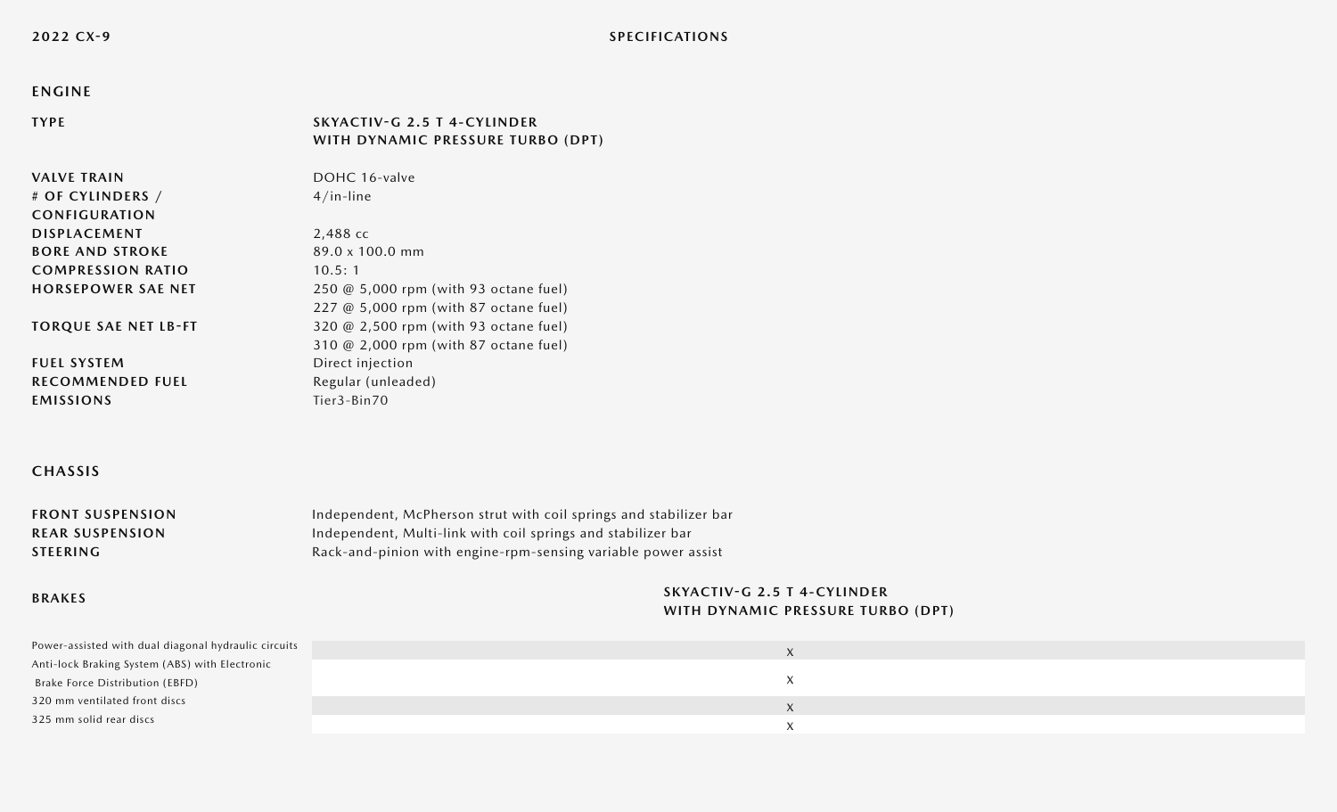## ENGINE

| | |
|---|---|
| **TYPE** | **SKYACTIV-G 2.5 T 4-CYLINDER WITH DYNAMIC PRESSURE TURBO (DPT)** |
| **VALVE TRAIN** | DOHC 16-valve |
| **# OF CYLINDERS / CONFIGURATION** | 4/in-line |
| **DISPLACEMENT** | 2,488 cc |
| **BORE AND STROKE** | 89.0 x 100.0 mm |
| **COMPRESSION RATIO** | 10.5: 1 |
| **HORSEPOWER SAE NET** | 250 @ 5,000 rpm (with 93 octane fuel)<br>227 @ 5,000 rpm (with 87 octane fuel) |
| **TORQUE SAE NET LB-FT** | 320 @ 2,500 rpm (with 93 octane fuel)<br>310 @ 2,000 rpm (with 87 octane fuel) |
| **FUEL SYSTEM** | Direct injection |
| **RECOMMENDED FUEL** | Regular (unleaded) |
| **EMISSIONS** | Tier3-Bin70 |

## CHASSIS

| | |
|---|---|
| **FRONT SUSPENSION** | Independent, McPherson strut with coil springs and stabilizer bar |
| **REAR SUSPENSION** | Independent, Multi-link with coil springs and stabilizer bar |
| **STEERING** | Rack-and-pinion with engine-rpm-sensing variable power assist |

## BRAKES

| | SKYACTIV-G 2.5 T 4-CYLINDER WITH DYNAMIC PRESSURE TURBO (DPT) |
|---|---|
| Power-assisted with dual diagonal hydraulic circuits | X |
| Anti-lock Braking System (ABS) with Electronic Brake Force Distribution (EBFD) | X |
| 320 mm ventilated front discs | X |
| 325 mm solid rear discs | X |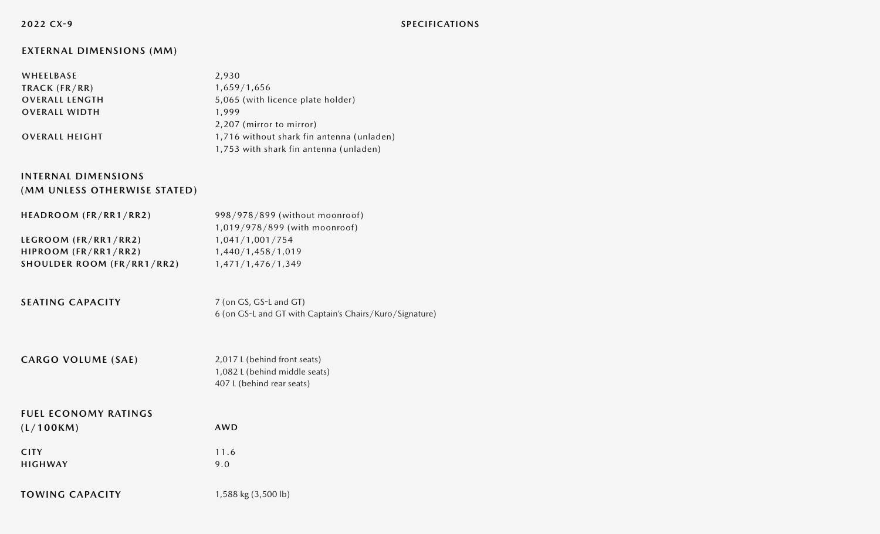# 2022 CX-9

## SPECIFICATIONS

### EXTERNAL DIMENSIONS (MM)

| | |
|---|---|
| WHEELBASE | 2,930 |
| TRACK (FR/RR) | 1,659/1,656 |
| OVERALL LENGTH | 5,065 (with licence plate holder) |
| OVERALL WIDTH | 1,999<br>2,207 (mirror to mirror) |
| OVERALL HEIGHT | 1,716 without shark fin antenna (unladen)<br>1,753 with shark fin antenna (unladen) |

### INTERNAL DIMENSIONS (MM UNLESS OTHERWISE STATED)

| | |
|---|---|
| HEADROOM (FR/RR1/RR2) | 998/978/899 (without moonroof)<br>1,019/978/899 (with moonroof) |
| LEGROOM (FR/RR1/RR2) | 1,041/1,001/754 |
| HIPROOM (FR/RR1/RR2) | 1,440/1,458/1,019 |
| SHOULDER ROOM (FR/RR1/RR2) | 1,471/1,476/1,349 |

### SEATING CAPACITY

7 (on GS, GS-L and GT)
6 (on GS-L and GT with Captain's Chairs/Kuro/Signature)

### CARGO VOLUME (SAE)

2,017 L (behind front seats)
1,082 L (behind middle seats)
407 L (behind rear seats)

### FUEL ECONOMY RATINGS (L/100KM)

| | AWD |
|---|---|
| CITY | 11.6 |
| HIGHWAY | 9.0 |

### TOWING CAPACITY

1,588 kg (3,500 lb)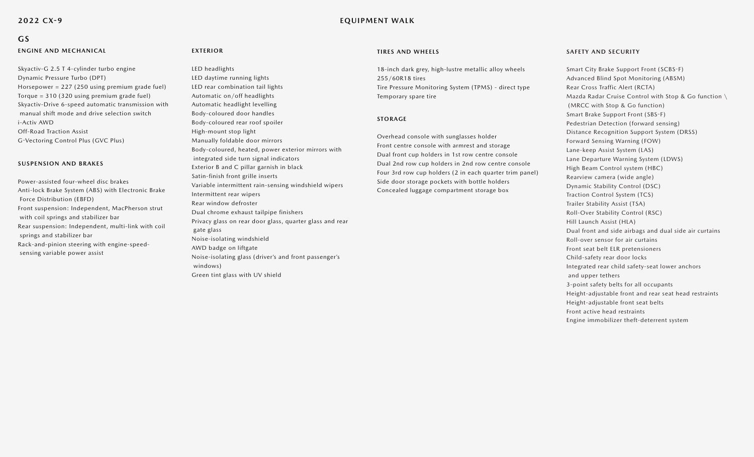2022 CX-9

EQUIPMENT WALK

## GS

### ENGINE AND MECHANICAL

Skyactiv-G 2.5 T 4-cylinder turbo engine
Dynamic Pressure Turbo (DPT)
Horsepower = 227 (250 using premium grade fuel)
Torque = 310 (320 using premium grade fuel)
Skyactiv-Drive 6-speed automatic transmission with manual shift mode and drive selection switch
i-Activ AWD
Off-Road Traction Assist
G-Vectoring Control Plus (GVC Plus)

### SUSPENSION AND BRAKES

Power-assisted four-wheel disc brakes
Anti-lock Brake System (ABS) with Electronic Brake Force Distribution (EBFD)
Front suspension: Independent, MacPherson strut with coil springs and stabilizer bar
Rear suspension: Independent, multi-link with coil springs and stabilizer bar
Rack-and-pinion steering with engine-speed-sensing variable power assist

### EXTERIOR

LED headlights
LED daytime running lights
LED rear combination tail lights
Automatic on/off headlights
Automatic headlight levelling
Body-coloured door handles
Body-coloured rear roof spoiler
High-mount stop light
Manually foldable door mirrors
Body-coloured, heated, power exterior mirrors with integrated side turn signal indicators
Exterior B and C pillar garnish in black
Satin-finish front grille inserts
Variable intermittent rain-sensing windshield wipers
Intermittent rear wipers
Rear window defroster
Dual chrome exhaust tailpipe finishers
Privacy glass on rear door glass, quarter glass and rear gate glass
Noise-isolating windshield
AWD badge on liftgate
Noise-isolating glass (driver's and front passenger's windows)
Green tint glass with UV shield

### TIRES AND WHEELS

18-inch dark grey, high-lustre metallic alloy wheels
255/60R18 tires
Tire Pressure Monitoring System (TPMS) - direct type
Temporary spare tire

### STORAGE

Overhead console with sunglasses holder
Front centre console with armrest and storage
Dual front cup holders in 1st row centre console
Dual 2nd row cup holders in 2nd row centre console
Four 3rd row cup holders (2 in each quarter trim panel)
Side door storage pockets with bottle holders
Concealed luggage compartment storage box

### SAFETY AND SECURITY

Smart City Brake Support Front (SCBS-F)
Advanced Blind Spot Monitoring (ABSM)
Rear Cross Traffic Alert (RCTA)
Mazda Radar Cruise Control with Stop & Go function \ (MRCC with Stop & Go function)
Smart Brake Support Front (SBS-F)
Pedestrian Detection (forward sensing)
Distance Recognition Support System (DRSS)
Forward Sensing Warning (FOW)
Lane-keep Assist System (LAS)
Lane Departure Warning System (LDWS)
High Beam Control system (HBC)
Rearview camera (wide angle)
Dynamic Stability Control (DSC)
Traction Control System (TCS)
Trailer Stability Assist (TSA)
Roll-Over Stability Control (RSC)
Hill Launch Assist (HLA)
Dual front and side airbags and dual side air curtains
Roll-over sensor for air curtains
Front seat belt ELR pretensioners
Child-safety rear door locks
Integrated rear child safety-seat lower anchors and upper tethers
3-point safety belts for all occupants
Height-adjustable front and rear seat head restraints
Height-adjustable front seat belts
Front active head restraints
Engine immobilizer theft-deterrent system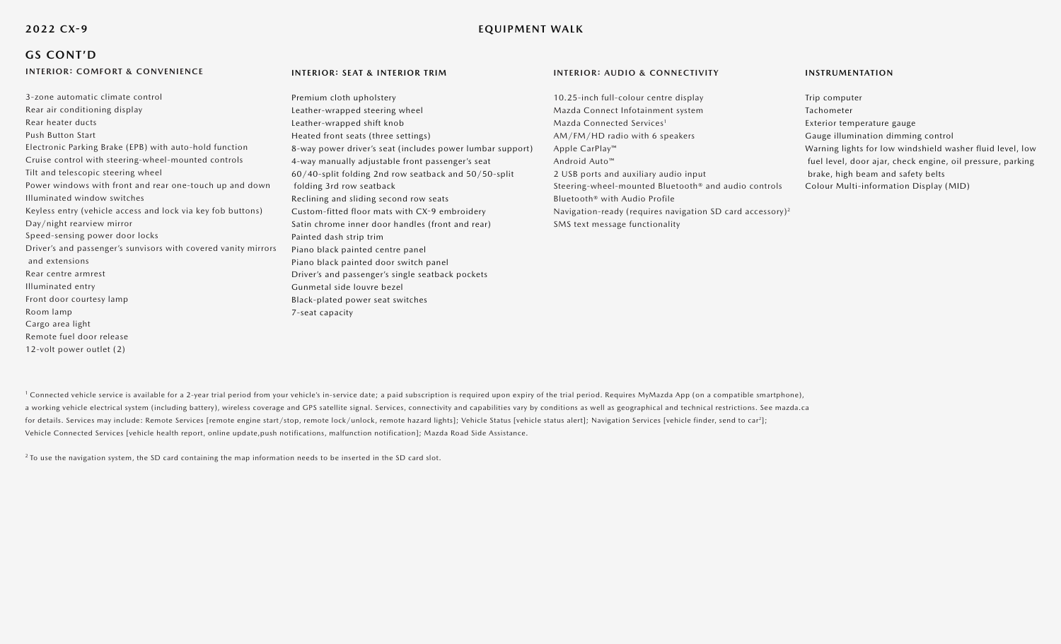# 2022 CX-9

EQUIPMENT WALK

## GS CONT'D

### INTERIOR: COMFORT & CONVENIENCE

3-zone automatic climate control
Rear air conditioning display
Rear heater ducts
Push Button Start
Electronic Parking Brake (EPB) with auto-hold function
Cruise control with steering-wheel-mounted controls
Tilt and telescopic steering wheel
Power windows with front and rear one-touch up and down
Illuminated window switches
Keyless entry (vehicle access and lock via key fob buttons)
Day/night rearview mirror
Speed-sensing power door locks
Driver's and passenger's sunvisors with covered vanity mirrors and extensions
Rear centre armrest
Illuminated entry
Front door courtesy lamp
Room lamp
Cargo area light
Remote fuel door release
12-volt power outlet (2)

### INTERIOR: SEAT & INTERIOR TRIM

Premium cloth upholstery
Leather-wrapped steering wheel
Leather-wrapped shift knob
Heated front seats (three settings)
8-way power driver's seat (includes power lumbar support)
4-way manually adjustable front passenger's seat
60/40-split folding 2nd row seatback and 50/50-split folding 3rd row seatback
Reclining and sliding second row seats
Custom-fitted floor mats with CX-9 embroidery
Satin chrome inner door handles (front and rear)
Painted dash strip trim
Piano black painted centre panel
Piano black painted door switch panel
Driver's and passenger's single seatback pockets
Gunmetal side louvre bezel
Black-plated power seat switches
7-seat capacity

### INTERIOR: AUDIO & CONNECTIVITY

10.25-inch full-colour centre display
Mazda Connect Infotainment system
Mazda Connected Services[1]
AM/FM/HD radio with 6 speakers
Apple CarPlay™
Android Auto™
2 USB ports and auxiliary audio input
Steering-wheel-mounted Bluetooth® and audio controls
Bluetooth® with Audio Profile
Navigation-ready (requires navigation SD card accessory)[2]
SMS text message functionality

### INSTRUMENTATION

Trip computer
Tachometer
Exterior temperature gauge
Gauge illumination dimming control
Warning lights for low windshield washer fluid level, low fuel level, door ajar, check engine, oil pressure, parking brake, high beam and safety belts
Colour Multi-information Display (MID)

[1] Connected vehicle service is available for a 2-year trial period from your vehicle's in-service date; a paid subscription is required upon expiry of the trial period. Requires MyMazda App (on a compatible smartphone), a working vehicle electrical system (including battery), wireless coverage and GPS satellite signal. Services, connectivity and capabilities vary by conditions as well as geographical and technical restrictions. See mazda.ca for details. Services may include: Remote Services [remote engine start/stop, remote lock/unlock, remote hazard lights]; Vehicle Status [vehicle status alert]; Navigation Services [vehicle finder, send to car[2]]; Vehicle Connected Services [vehicle health report, online update,push notifications, malfunction notification]; Mazda Road Side Assistance.

[2] To use the navigation system, the SD card containing the map information needs to be inserted in the SD card slot.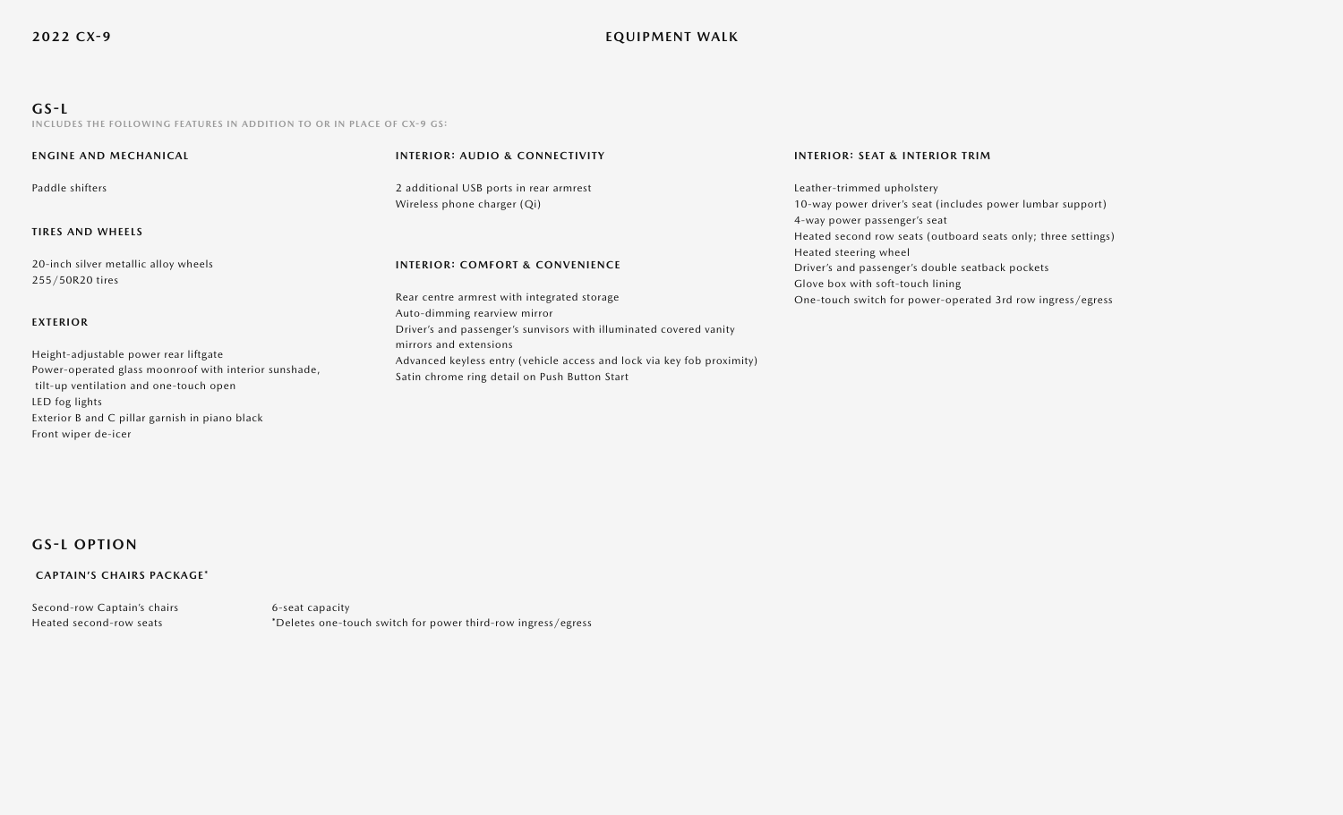## GS-L

INCLUDES THE FOLLOWING FEATURES IN ADDITION TO OR IN PLACE OF CX-9 GS:

### ENGINE AND MECHANICAL

Paddle shifters

### TIRES AND WHEELS

20-inch silver metallic alloy wheels
255/50R20 tires

### EXTERIOR

Height-adjustable power rear liftgate
Power-operated glass moonroof with interior sunshade, tilt-up ventilation and one-touch open
LED fog lights
Exterior B and C pillar garnish in piano black
Front wiper de-icer

### INTERIOR: AUDIO & CONNECTIVITY

2 additional USB ports in rear armrest
Wireless phone charger (Qi)

### INTERIOR: COMFORT & CONVENIENCE

Rear centre armrest with integrated storage
Auto-dimming rearview mirror
Driver's and passenger's sunvisors with illuminated covered vanity mirrors and extensions
Advanced keyless entry (vehicle access and lock via key fob proximity)
Satin chrome ring detail on Push Button Start

### INTERIOR: SEAT & INTERIOR TRIM

Leather-trimmed upholstery
10-way power driver's seat (includes power lumbar support)
4-way power passenger's seat
Heated second row seats (outboard seats only; three settings)
Heated steering wheel
Driver's and passenger's double seatback pockets
Glove box with soft-touch lining
One-touch switch for power-operated 3rd row ingress/egress

## GS-L OPTION

### CAPTAIN'S CHAIRS PACKAGE*

Second-row Captain's chairs
Heated second-row seats
6-seat capacity

*Deletes one-touch switch for power third-row ingress/egress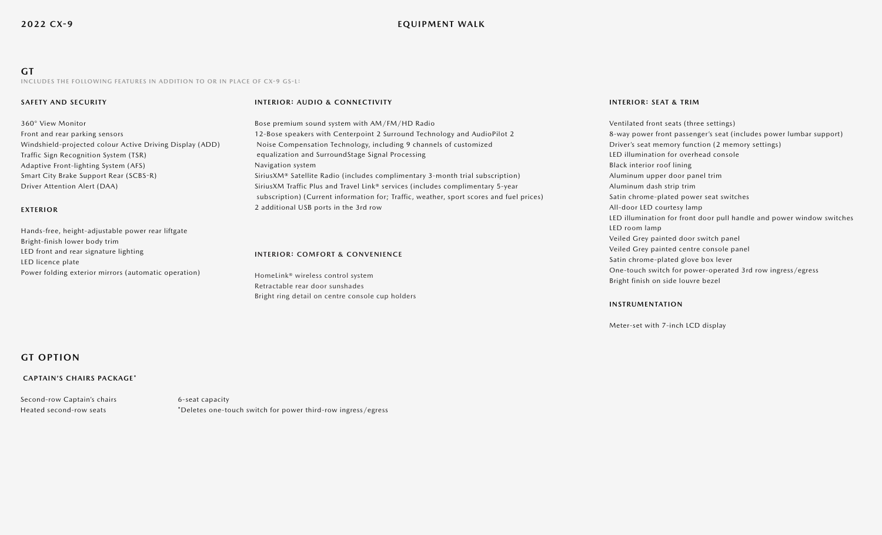## GT

INCLUDES THE FOLLOWING FEATURES IN ADDITION TO OR IN PLACE OF CX-9 GS-L:

### SAFETY AND SECURITY

360° View Monitor
Front and rear parking sensors
Windshield-projected colour Active Driving Display (ADD)
Traffic Sign Recognition System (TSR)
Adaptive Front-lighting System (AFS)
Smart City Brake Support Rear (SCBS-R)
Driver Attention Alert (DAA)

### EXTERIOR

Hands-free, height-adjustable power rear liftgate
Bright-finish lower body trim
LED front and rear signature lighting
LED licence plate
Power folding exterior mirrors (automatic operation)

### INTERIOR: AUDIO & CONNECTIVITY

Bose premium sound system with AM/FM/HD Radio
12-Bose speakers with Centerpoint 2 Surround Technology and AudioPilot 2 Noise Compensation Technology, including 9 channels of customized equalization and SurroundStage Signal Processing
Navigation system
SiriusXM® Satellite Radio (includes complimentary 3-month trial subscription)
SiriusXM Traffic Plus and Travel Link® services (includes complimentary 5-year subscription) (Current information for; Traffic, weather, sport scores and fuel prices)
2 additional USB ports in the 3rd row

### INTERIOR: COMFORT & CONVENIENCE

HomeLink® wireless control system
Retractable rear door sunshades
Bright ring detail on centre console cup holders

### INTERIOR: SEAT & TRIM

Ventilated front seats (three settings)
8-way power front passenger's seat (includes power lumbar support)
Driver's seat memory function (2 memory settings)
LED illumination for overhead console
Black interior roof lining
Aluminum upper door panel trim
Aluminum dash strip trim
Satin chrome-plated power seat switches
All-door LED courtesy lamp
LED illumination for front door pull handle and power window switches
LED room lamp
Veiled Grey painted door switch panel
Veiled Grey painted centre console panel
Satin chrome-plated glove box lever
One-touch switch for power-operated 3rd row ingress/egress
Bright finish on side louvre bezel

### INSTRUMENTATION

Meter-set with 7-inch LCD display

## GT OPTION

### CAPTAIN'S CHAIRS PACKAGE*

Second-row Captain's chairs
Heated second-row seats
6-seat capacity
*Deletes one-touch switch for power third-row ingress/egress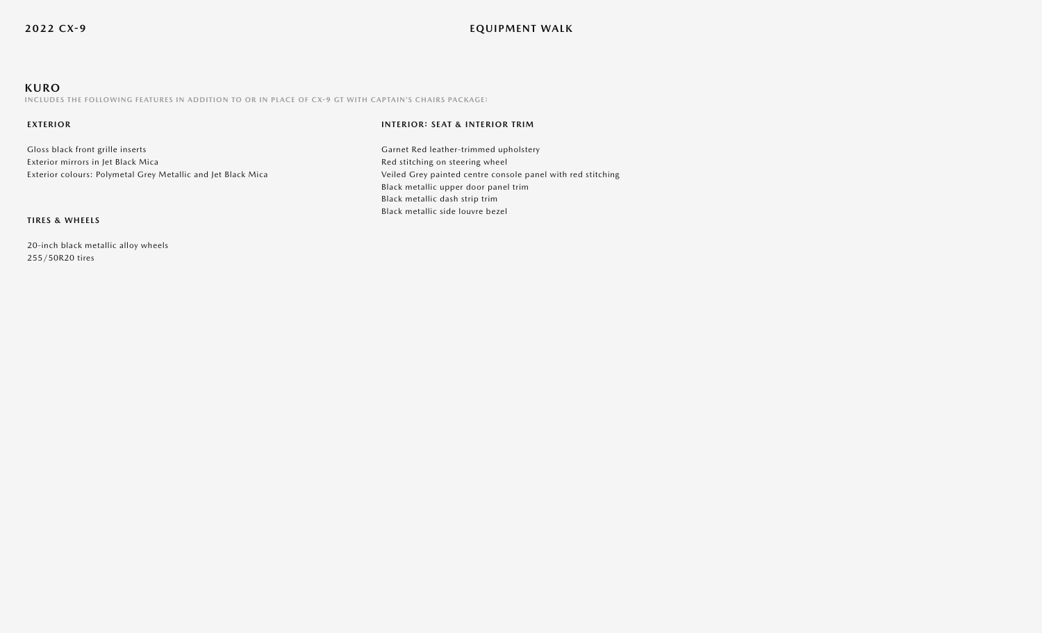## KURO

INCLUDES THE FOLLOWING FEATURES IN ADDITION TO OR IN PLACE OF CX-9 GT WITH CAPTAIN'S CHAIRS PACKAGE:

### EXTERIOR

Gloss black front grille inserts
Exterior mirrors in Jet Black Mica
Exterior colours: Polymetal Grey Metallic and Jet Black Mica

### TIRES & WHEELS

20-inch black metallic alloy wheels
255/50R20 tires

### INTERIOR: SEAT & INTERIOR TRIM

Garnet Red leather-trimmed upholstery
Red stitching on steering wheel
Veiled Grey painted centre console panel with red stitching
Black metallic upper door panel trim
Black metallic dash strip trim
Black metallic side louvre bezel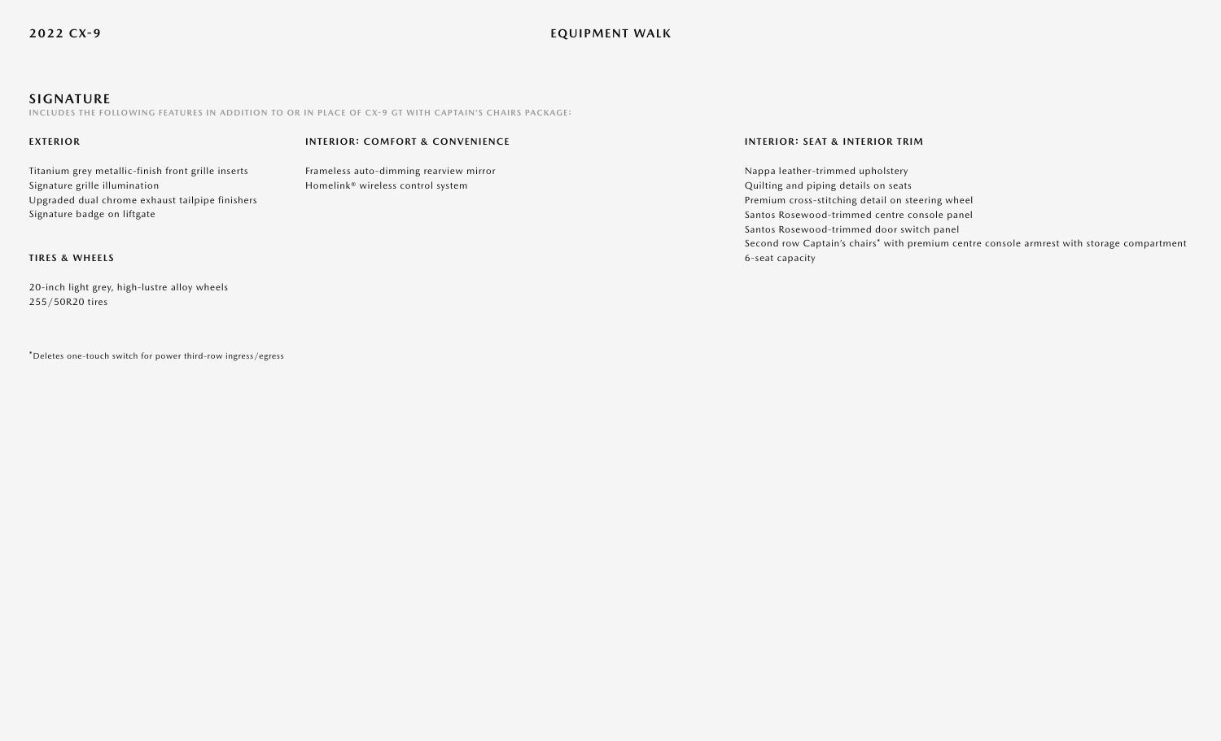## SIGNATURE

INCLUDES THE FOLLOWING FEATURES IN ADDITION TO OR IN PLACE OF CX-9 GT WITH CAPTAIN'S CHAIRS PACKAGE:

### EXTERIOR

Titanium grey metallic-finish front grille inserts
Signature grille illumination
Upgraded dual chrome exhaust tailpipe finishers
Signature badge on liftgate

### TIRES & WHEELS

20-inch light grey, high-lustre alloy wheels
255/50R20 tires

### INTERIOR: COMFORT & CONVENIENCE

Frameless auto-dimming rearview mirror
Homelink® wireless control system

### INTERIOR: SEAT & INTERIOR TRIM

Nappa leather-trimmed upholstery
Quilting and piping details on seats
Premium cross-stitching detail on steering wheel
Santos Rosewood-trimmed centre console panel
Santos Rosewood-trimmed door switch panel
Second row Captain's chairs* with premium centre console armrest with storage compartment
6-seat capacity

*Deletes one-touch switch for power third-row ingress/egress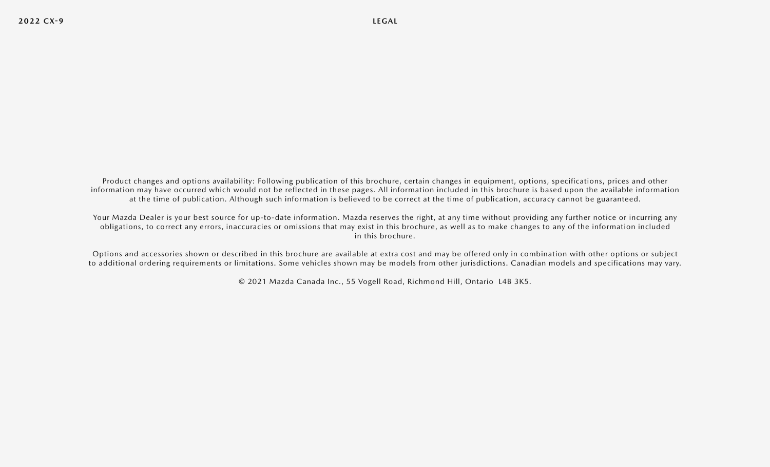# LEGAL

Product changes and options availability: Following publication of this brochure, certain changes in equipment, options, specifications, prices and other information may have occurred which would not be reflected in these pages. All information included in this brochure is based upon the available information at the time of publication. Although such information is believed to be correct at the time of publication, accuracy cannot be guaranteed.

Your Mazda Dealer is your best source for up-to-date information. Mazda reserves the right, at any time without providing any further notice or incurring any obligations, to correct any errors, inaccuracies or omissions that may exist in this brochure, as well as to make changes to any of the information included in this brochure.

Options and accessories shown or described in this brochure are available at extra cost and may be offered only in combination with other options or subject to additional ordering requirements or limitations. Some vehicles shown may be models from other jurisdictions. Canadian models and specifications may vary.

© 2021 Mazda Canada Inc., 55 Vogell Road, Richmond Hill, Ontario L4B 3K5.